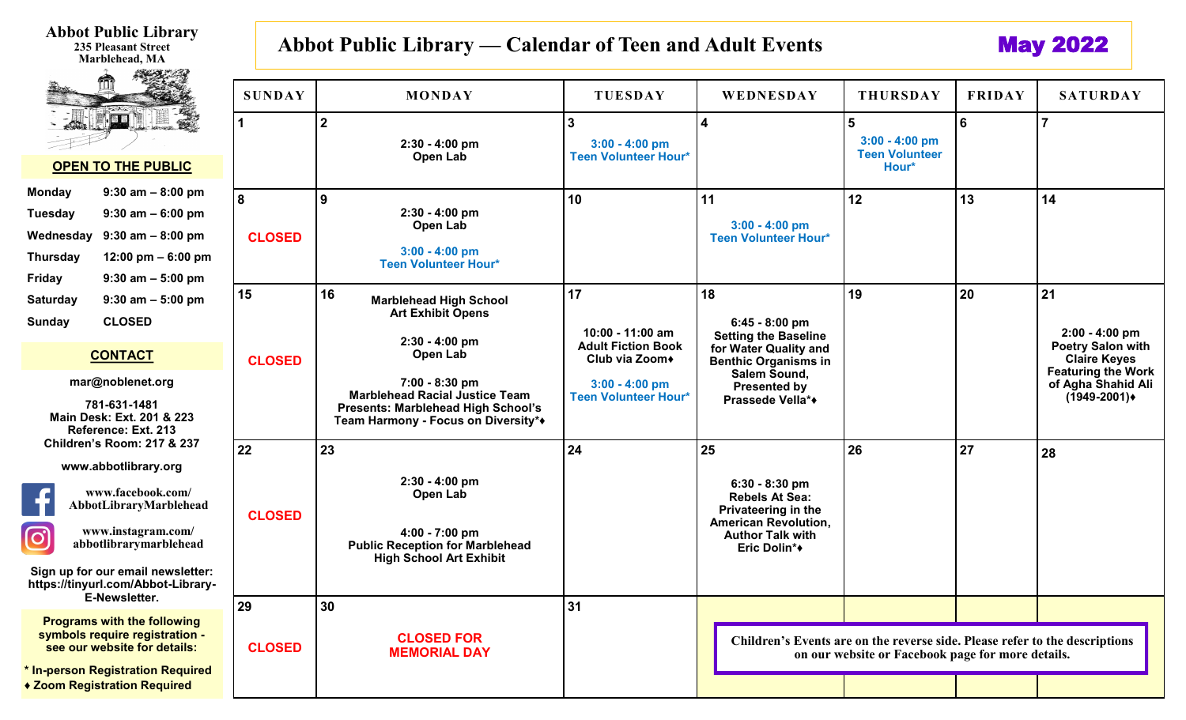# Abbot Public Library

235 Pleasant Street
Marblehead, MA

## OPEN TO THE PUBLIC

| | |
|---|---|
| Monday | 9:30 am – 8:00 pm |
| Tuesday | 9:30 am – 6:00 pm |
| Wednesday | 9:30 am – 8:00 pm |
| Thursday | 12:00 pm – 6:00 pm |
| Friday | 9:30 am – 5:00 pm |
| Saturday | 9:30 am – 5:00 pm |
| Sunday | CLOSED |

## CONTACT

mar@noblenet.org

781-631-1481
Main Desk: Ext. 201 & 223
Reference: Ext. 213
Children's Room: 217 & 237

www.abbotlibrary.org

www.facebook.com/AbbotLibraryMarblehead

www.instagram.com/abbotlibrarymarblehead

Sign up for our email newsletter: https://tinyurl.com/Abbot-Library-E-Newsletter.

**Programs with the following symbols require registration - see our website for details:**

**\* In-person Registration Required**
**♦ Zoom Registration Required**

# Abbot Public Library — Calendar of Teen and Adult Events — May 2022

| SUNDAY | MONDAY | TUESDAY | WEDNESDAY | THURSDAY | FRIDAY | SATURDAY |
|---|---|---|---|---|---|---|
| 1 | 2<br>2:30 - 4:00 pm<br>Open Lab | 3<br>3:00 - 4:00 pm<br>Teen Volunteer Hour* | 4 | 5<br>3:00 - 4:00 pm<br>Teen Volunteer Hour* | 6 | 7 |
| 8<br>CLOSED | 9<br>2:30 - 4:00 pm<br>Open Lab<br>3:00 - 4:00 pm<br>Teen Volunteer Hour* | 10 | 11<br>3:00 - 4:00 pm<br>Teen Volunteer Hour* | 12 | 13 | 14 |
| 15<br>CLOSED | 16<br>Marblehead High School Art Exhibit Opens<br>2:30 - 4:00 pm<br>Open Lab<br>7:00 - 8:30 pm<br>Marblehead Racial Justice Team Presents: Marblehead High School's Team Harmony - Focus on Diversity*♦ | 17<br>10:00 - 11:00 am<br>Adult Fiction Book Club via Zoom♦<br>3:00 - 4:00 pm<br>Teen Volunteer Hour* | 18<br>6:45 - 8:00 pm<br>Setting the Baseline for Water Quality and Benthic Organisms in Salem Sound, Presented by Prassede Vella*♦ | 19 | 20 | 21<br>2:00 - 4:00 pm<br>Poetry Salon with Claire Keyes Featuring the Work of Agha Shahid Ali (1949-2001)♦ |
| 22<br>CLOSED | 23<br>2:30 - 4:00 pm<br>Open Lab<br>4:00 - 7:00 pm<br>Public Reception for Marblehead High School Art Exhibit | 24 | 25<br>6:30 - 8:30 pm<br>Rebels At Sea: Privateering in the American Revolution, Author Talk with Eric Dolin*♦ | 26 | 27 | 28 |
| 29<br>CLOSED | 30<br>CLOSED FOR MEMORIAL DAY | 31 | Children's Events are on the reverse side. Please refer to the descriptions on our website or Facebook page for more details. | | | |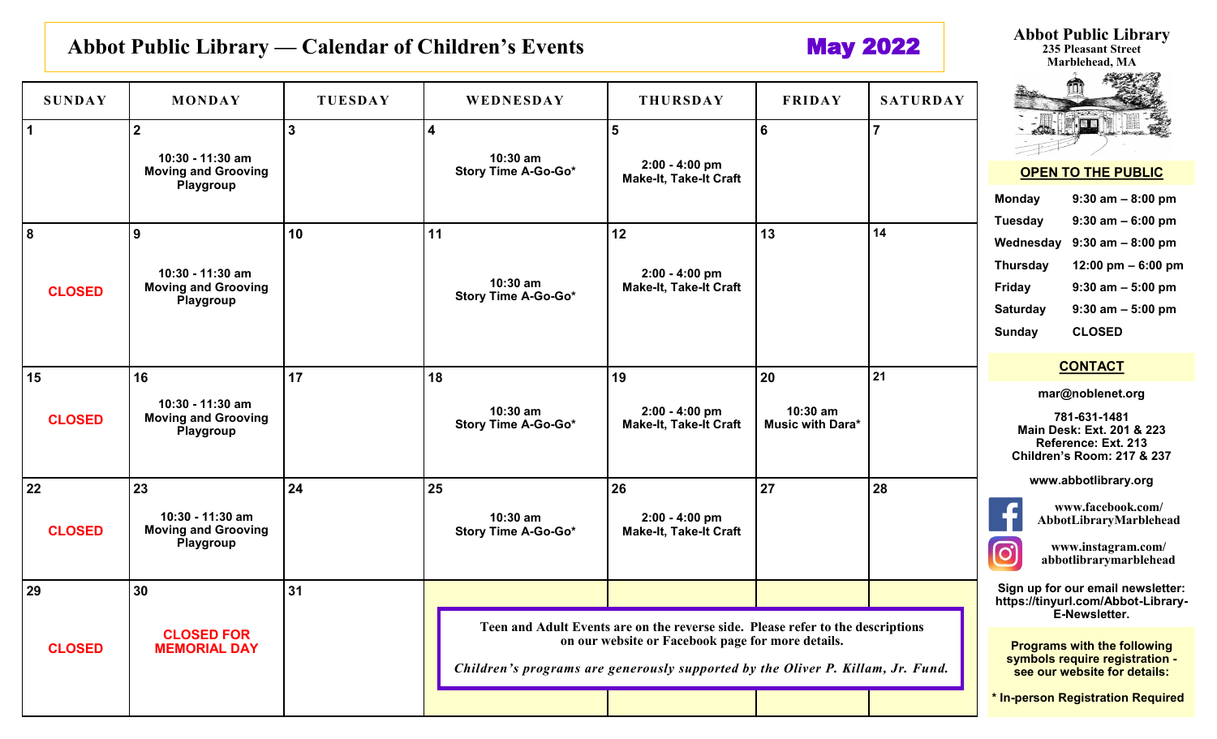# Abbot Public Library — Calendar of Children's Events

## May 2022

| SUNDAY | MONDAY | TUESDAY | WEDNESDAY | THURSDAY | FRIDAY | SATURDAY |
| --- | --- | --- | --- | --- | --- | --- |
| 1 | 2<br>10:30 - 11:30 am<br>Moving and Grooving Playgroup | 3 | 4<br>10:30 am<br>Story Time A-Go-Go* | 5<br>2:00 - 4:00 pm<br>Make-It, Take-It Craft | 6 | 7 |
| 8<br>CLOSED | 9<br>10:30 - 11:30 am<br>Moving and Grooving Playgroup | 10 | 11<br>10:30 am<br>Story Time A-Go-Go* | 12<br>2:00 - 4:00 pm<br>Make-It, Take-It Craft | 13 | 14 |
| 15<br>CLOSED | 16<br>10:30 - 11:30 am<br>Moving and Grooving Playgroup | 17 | 18<br>10:30 am<br>Story Time A-Go-Go* | 19<br>2:00 - 4:00 pm<br>Make-It, Take-It Craft | 20<br>10:30 am<br>Music with Dara* | 21 |
| 22<br>CLOSED | 23<br>10:30 - 11:30 am<br>Moving and Grooving Playgroup | 24 | 25<br>10:30 am<br>Story Time A-Go-Go* | 26<br>2:00 - 4:00 pm<br>Make-It, Take-It Craft | 27 | 28 |
| 29<br>CLOSED | 30<br>CLOSED FOR MEMORIAL DAY | 31 | | | | |

**Teen and Adult Events are on the reverse side. Please refer to the descriptions on our website or Facebook page for more details.**

***Children's programs are generously supported by the Oliver P. Killam, Jr. Fund.***

## Abbot Public Library

235 Pleasant Street
Marblehead, MA

### OPEN TO THE PUBLIC

| | |
| --- | --- |
| Monday | 9:30 am – 8:00 pm |
| Tuesday | 9:30 am – 6:00 pm |
| Wednesday | 9:30 am – 8:00 pm |
| Thursday | 12:00 pm – 6:00 pm |
| Friday | 9:30 am – 5:00 pm |
| Saturday | 9:30 am – 5:00 pm |
| Sunday | CLOSED |

### CONTACT

mar@noblenet.org

781-631-1481
Main Desk: Ext. 201 & 223
Reference: Ext. 213
Children's Room: 217 & 237

www.abbotlibrary.org

www.facebook.com/AbbotLibraryMarblehead

www.instagram.com/abbotlibrarymarblehead

Sign up for our email newsletter: https://tinyurl.com/Abbot-Library-E-Newsletter.

**Programs with the following symbols require registration - see our website for details:**

**\* In-person Registration Required**